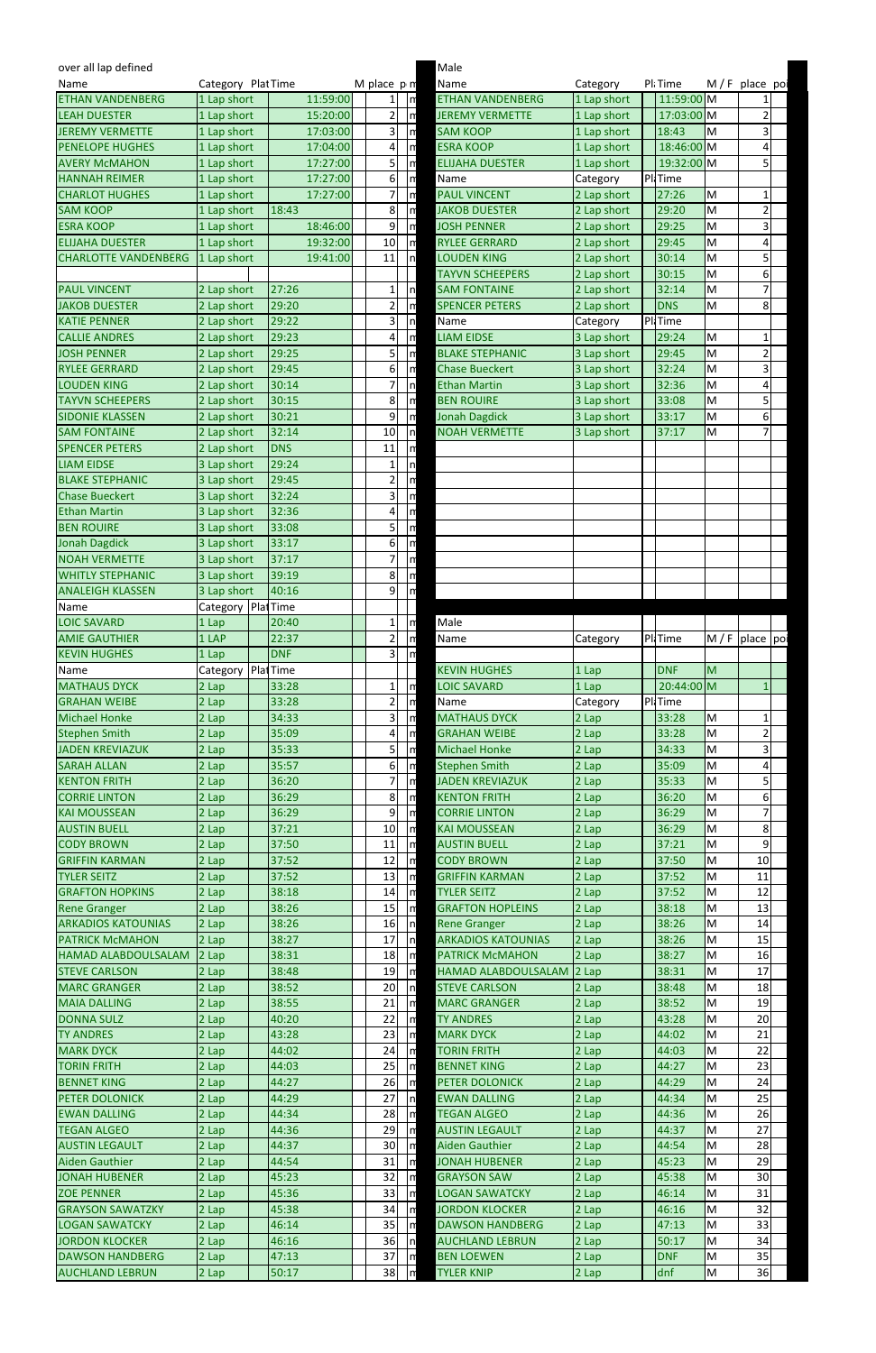over all lap defined

| Name | Category | Plat | Time | M place | p | m |
|---|---|---|---|---|---|---|
| ETHAN VANDENBERG | 1 Lap short | | 11:59:00 | 1 | | m |
| LEAH DUESTER | 1 Lap short | | 15:20:00 | 2 | | m |
| JEREMY VERMETTE | 1 Lap short | | 17:03:00 | 3 | | m |
| PENELOPE HUGHES | 1 Lap short | | 17:04:00 | 4 | | m |
| AVERY McMAHON | 1 Lap short | | 17:27:00 | 5 | | m |
| HANNAH REIMER | 1 Lap short | | 17:27:00 | 6 | | m |
| CHARLOT HUGHES | 1 Lap short | | 17:27:00 | 7 | | m |
| SAM KOOP | 1 Lap short | | 18:43 | 8 | | m |
| ESRA KOOP | 1 Lap short | | 18:46:00 | 9 | | m |
| ELIJAHA DUESTER | 1 Lap short | | 19:32:00 | 10 | | m |
| CHARLOTTE VANDENBERG | 1 Lap short | | 19:41:00 | 11 | | n |
| | | | | | | |
| PAUL VINCENT | 2 Lap short | | 27:26 | 1 | | n |
| JAKOB DUESTER | 2 Lap short | | 29:20 | 2 | | m |
| KATIE PENNER | 2 Lap short | | 29:22 | 3 | | n |
| CALLIE ANDRES | 2 Lap short | | 29:23 | 4 | | m |
| JOSH PENNER | 2 Lap short | | 29:25 | 5 | | m |
| RYLEE GERRARD | 2 Lap short | | 29:45 | 6 | | m |
| LOUDEN KING | 2 Lap short | | 30:14 | 7 | | n |
| TAYVN SCHEEPERS | 2 Lap short | | 30:15 | 8 | | m |
| SIDONIE KLASSEN | 2 Lap short | | 30:21 | 9 | | m |
| SAM FONTAINE | 2 Lap short | | 32:14 | 10 | | n |
| SPENCER PETERS | 2 Lap short | | DNS | 11 | | m |
| LIAM EIDSE | 3 Lap short | | 29:24 | 1 | | n |
| BLAKE STEPHANIC | 3 Lap short | | 29:45 | 2 | | m |
| Chase Bueckert | 3 Lap short | | 32:24 | 3 | | m |
| Ethan Martin | 3 Lap short | | 32:36 | 4 | | m |
| BEN ROUIRE | 3 Lap short | | 33:08 | 5 | | m |
| Jonah Dagdick | 3 Lap short | | 33:17 | 6 | | m |
| NOAH VERMETTE | 3 Lap short | | 37:17 | 7 | | m |
| WHITLY STEPHANIC | 3 Lap short | | 39:19 | 8 | | m |
| ANALEIGH KLASSEN | 3 Lap short | | 40:16 | 9 | | m |
| Name | Category | Plat | Time | | | |
| LOIC SAVARD | 1 Lap | | 20:40 | 1 | | m |
| AMIE GAUTHIER | 1 LAP | | 22:37 | 2 | | m |
| KEVIN HUGHES | 1 Lap | | DNF | 3 | | m |
| Name | Category | Plat | Time | | | |
| MATHAUS DYCK | 2 Lap | | 33:28 | 1 | | m |
| GRAHAN WEIBE | 2 Lap | | 33:28 | 2 | | m |
| Michael Honke | 2 Lap | | 34:33 | 3 | | m |
| Stephen Smith | 2 Lap | | 35:09 | 4 | | m |
| JADEN KREVIAZUK | 2 Lap | | 35:33 | 5 | | m |
| SARAH ALLAN | 2 Lap | | 35:57 | 6 | | m |
| KENTON FRITH | 2 Lap | | 36:20 | 7 | | m |
| CORRIE LINTON | 2 Lap | | 36:29 | 8 | | m |
| KAI MOUSSEAN | 2 Lap | | 36:29 | 9 | | m |
| AUSTIN BUELL | 2 Lap | | 37:21 | 10 | | m |
| CODY BROWN | 2 Lap | | 37:50 | 11 | | m |
| GRIFFIN KARMAN | 2 Lap | | 37:52 | 12 | | m |
| TYLER SEITZ | 2 Lap | | 37:52 | 13 | | m |
| GRAFTON HOPKINS | 2 Lap | | 38:18 | 14 | | m |
| Rene Granger | 2 Lap | | 38:26 | 15 | | m |
| ARKADIOS KATOUNIAS | 2 Lap | | 38:26 | 16 | | n |
| PATRICK McMAHON | 2 Lap | | 38:27 | 17 | | n |
| HAMAD ALABDOULSALAM | 2 Lap | | 38:31 | 18 | | m |
| STEVE CARLSON | 2 Lap | | 38:48 | 19 | | m |
| MARC GRANGER | 2 Lap | | 38:52 | 20 | | n |
| MAIA DALLING | 2 Lap | | 38:55 | 21 | | m |
| DONNA SULZ | 2 Lap | | 40:20 | 22 | | m |
| TY ANDRES | 2 Lap | | 43:28 | 23 | | m |
| MARK DYCK | 2 Lap | | 44:02 | 24 | | m |
| TORIN FRITH | 2 Lap | | 44:03 | 25 | | m |
| BENNET KING | 2 Lap | | 44:27 | 26 | | m |
| PETER DOLONICK | 2 Lap | | 44:29 | 27 | | n |
| EWAN DALLING | 2 Lap | | 44:34 | 28 | | m |
| TEGAN ALGEO | 2 Lap | | 44:36 | 29 | | m |
| AUSTIN LEGAULT | 2 Lap | | 44:37 | 30 | | m |
| Aiden Gauthier | 2 Lap | | 44:54 | 31 | | m |
| JONAH HUBENER | 2 Lap | | 45:23 | 32 | | m |
| ZOE PENNER | 2 Lap | | 45:36 | 33 | | m |
| GRAYSON SAWATZKY | 2 Lap | | 45:38 | 34 | | m |
| LOGAN SAWATCKY | 2 Lap | | 46:14 | 35 | | m |
| JORDON KLOCKER | 2 Lap | | 46:16 | 36 | | n |
| DAWSON HANDBERG | 2 Lap | | 47:13 | 37 | | m |
| AUCHLAND LEBRUN | 2 Lap | | 50:17 | 38 | | m |

Male

| Name | Category | Pl | Time | M / F | place | poi |
|---|---|---|---|---|---|---|
| ETHAN VANDENBERG | 1 Lap short | | 11:59:00 | M | 1 | |
| JEREMY VERMETTE | 1 Lap short | | 17:03:00 | M | 2 | |
| SAM KOOP | 1 Lap short | | 18:43 | M | 3 | |
| ESRA KOOP | 1 Lap short | | 18:46:00 | M | 4 | |
| ELIJAHA DUESTER | 1 Lap short | | 19:32:00 | M | 5 | |
| Name | Category | Pl | Time | | | |
| PAUL VINCENT | 2 Lap short | | 27:26 | M | 1 | |
| JAKOB DUESTER | 2 Lap short | | 29:20 | M | 2 | |
| JOSH PENNER | 2 Lap short | | 29:25 | M | 3 | |
| RYLEE GERRARD | 2 Lap short | | 29:45 | M | 4 | |
| LOUDEN KING | 2 Lap short | | 30:14 | M | 5 | |
| TAYVN SCHEEPERS | 2 Lap short | | 30:15 | M | 6 | |
| SAM FONTAINE | 2 Lap short | | 32:14 | M | 7 | |
| SPENCER PETERS | 2 Lap short | | DNS | M | 8 | |
| Name | Category | Pl | Time | | | |
| LIAM EIDSE | 3 Lap short | | 29:24 | M | 1 | |
| BLAKE STEPHANIC | 3 Lap short | | 29:45 | M | 2 | |
| Chase Bueckert | 3 Lap short | | 32:24 | M | 3 | |
| Ethan Martin | 3 Lap short | | 32:36 | M | 4 | |
| BEN ROUIRE | 3 Lap short | | 33:08 | M | 5 | |
| Jonah Dagdick | 3 Lap short | | 33:17 | M | 6 | |
| NOAH VERMETTE | 3 Lap short | | 37:17 | M | 7 | |

Male

| Name | Category | Pl | Time | M / F | place | poi |
|---|---|---|---|---|---|---|
| KEVIN HUGHES | 1 Lap | | DNF | M | | |
| LOIC SAVARD | 1 Lap | | 20:44:00 | M | 1 | |
| Name | Category | Pl | Time | | | |
| MATHAUS DYCK | 2 Lap | | 33:28 | M | 1 | |
| GRAHAN WEIBE | 2 Lap | | 33:28 | M | 2 | |
| Michael Honke | 2 Lap | | 34:33 | M | 3 | |
| Stephen Smith | 2 Lap | | 35:09 | M | 4 | |
| JADEN KREVIAZUK | 2 Lap | | 35:33 | M | 5 | |
| KENTON FRITH | 2 Lap | | 36:20 | M | 6 | |
| CORRIE LINTON | 2 Lap | | 36:29 | M | 7 | |
| KAI MOUSSEAN | 2 Lap | | 36:29 | M | 8 | |
| AUSTIN BUELL | 2 Lap | | 37:21 | M | 9 | |
| CODY BROWN | 2 Lap | | 37:50 | M | 10 | |
| GRIFFIN KARMAN | 2 Lap | | 37:52 | M | 11 | |
| TYLER SEITZ | 2 Lap | | 37:52 | M | 12 | |
| GRAFTON HOPLEINS | 2 Lap | | 38:18 | M | 13 | |
| Rene Granger | 2 Lap | | 38:26 | M | 14 | |
| ARKADIOS KATOUNIAS | 2 Lap | | 38:26 | M | 15 | |
| PATRICK McMAHON | 2 Lap | | 38:27 | M | 16 | |
| HAMAD ALABDOULSALAM | 2 Lap | | 38:31 | M | 17 | |
| STEVE CARLSON | 2 Lap | | 38:48 | M | 18 | |
| MARC GRANGER | 2 Lap | | 38:52 | M | 19 | |
| TY ANDRES | 2 Lap | | 43:28 | M | 20 | |
| MARK DYCK | 2 Lap | | 44:02 | M | 21 | |
| TORIN FRITH | 2 Lap | | 44:03 | M | 22 | |
| BENNET KING | 2 Lap | | 44:27 | M | 23 | |
| PETER DOLONICK | 2 Lap | | 44:29 | M | 24 | |
| EWAN DALLING | 2 Lap | | 44:34 | M | 25 | |
| TEGAN ALGEO | 2 Lap | | 44:36 | M | 26 | |
| AUSTIN LEGAULT | 2 Lap | | 44:37 | M | 27 | |
| Aiden Gauthier | 2 Lap | | 44:54 | M | 28 | |
| JONAH HUBENER | 2 Lap | | 45:23 | M | 29 | |
| GRAYSON SAW | 2 Lap | | 45:38 | M | 30 | |
| LOGAN SAWATCKY | 2 Lap | | 46:14 | M | 31 | |
| JORDON KLOCKER | 2 Lap | | 46:16 | M | 32 | |
| DAWSON HANDBERG | 2 Lap | | 47:13 | M | 33 | |
| AUCHLAND LEBRUN | 2 Lap | | 50:17 | M | 34 | |
| BEN LOEWEN | 2 Lap | | DNF | M | 35 | |
| TYLER KNIP | 2 Lap | | dnf | M | 36 | |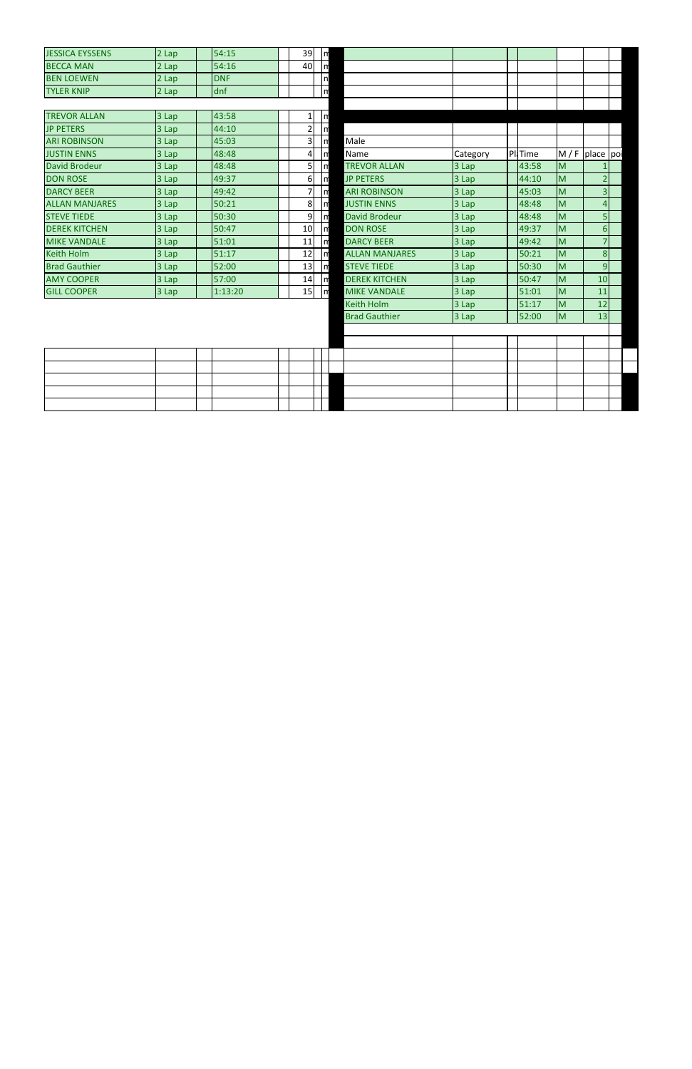| | | | | | | |
|---|---|---|---|---|---|---|
| JESSICA EYSSENS | 2 Lap | | 54:15 | | 39 | m |
| BECCA MAN | 2 Lap | | 54:16 | | 40 | m |
| BEN LOEWEN | 2 Lap | | DNF | | | m |
| TYLER KNIP | 2 Lap | | dnf | | | m |
| | | | | | | |
| TREVOR ALLAN | 3 Lap | | 43:58 | | 1 | m |
| JP PETERS | 3 Lap | | 44:10 | | 2 | m |
| ARI ROBINSON | 3 Lap | | 45:03 | | 3 | m |
| JUSTIN ENNS | 3 Lap | | 48:48 | | 4 | m |
| David Brodeur | 3 Lap | | 48:48 | | 5 | m |
| DON ROSE | 3 Lap | | 49:37 | | 6 | m |
| DARCY BEER | 3 Lap | | 49:42 | | 7 | m |
| ALLAN MANJARES | 3 Lap | | 50:21 | | 8 | m |
| STEVE TIEDE | 3 Lap | | 50:30 | | 9 | m |
| DEREK KITCHEN | 3 Lap | | 50:47 | | 10 | m |
| MIKE VANDALE | 3 Lap | | 51:01 | | 11 | m |
| Keith Holm | 3 Lap | | 51:17 | | 12 | m |
| Brad Gauthier | 3 Lap | | 52:00 | | 13 | m |
| AMY COOPER | 3 Lap | | 57:00 | | 14 | m |
| GILL COOPER | 3 Lap | | 1:13:20 | | 15 | m |

Male

| Name | Category | Pl | Time | M / F | place | poi |
|---|---|---|---|---|---|---|
| TREVOR ALLAN | 3 Lap | | 43:58 | M | 1 | |
| JP PETERS | 3 Lap | | 44:10 | M | 2 | |
| ARI ROBINSON | 3 Lap | | 45:03 | M | 3 | |
| JUSTIN ENNS | 3 Lap | | 48:48 | M | 4 | |
| David Brodeur | 3 Lap | | 48:48 | M | 5 | |
| DON ROSE | 3 Lap | | 49:37 | M | 6 | |
| DARCY BEER | 3 Lap | | 49:42 | M | 7 | |
| ALLAN MANJARES | 3 Lap | | 50:21 | M | 8 | |
| STEVE TIEDE | 3 Lap | | 50:30 | M | 9 | |
| DEREK KITCHEN | 3 Lap | | 50:47 | M | 10 | |
| MIKE VANDALE | 3 Lap | | 51:01 | M | 11 | |
| Keith Holm | 3 Lap | | 51:17 | M | 12 | |
| Brad Gauthier | 3 Lap | | 52:00 | M | 13 | |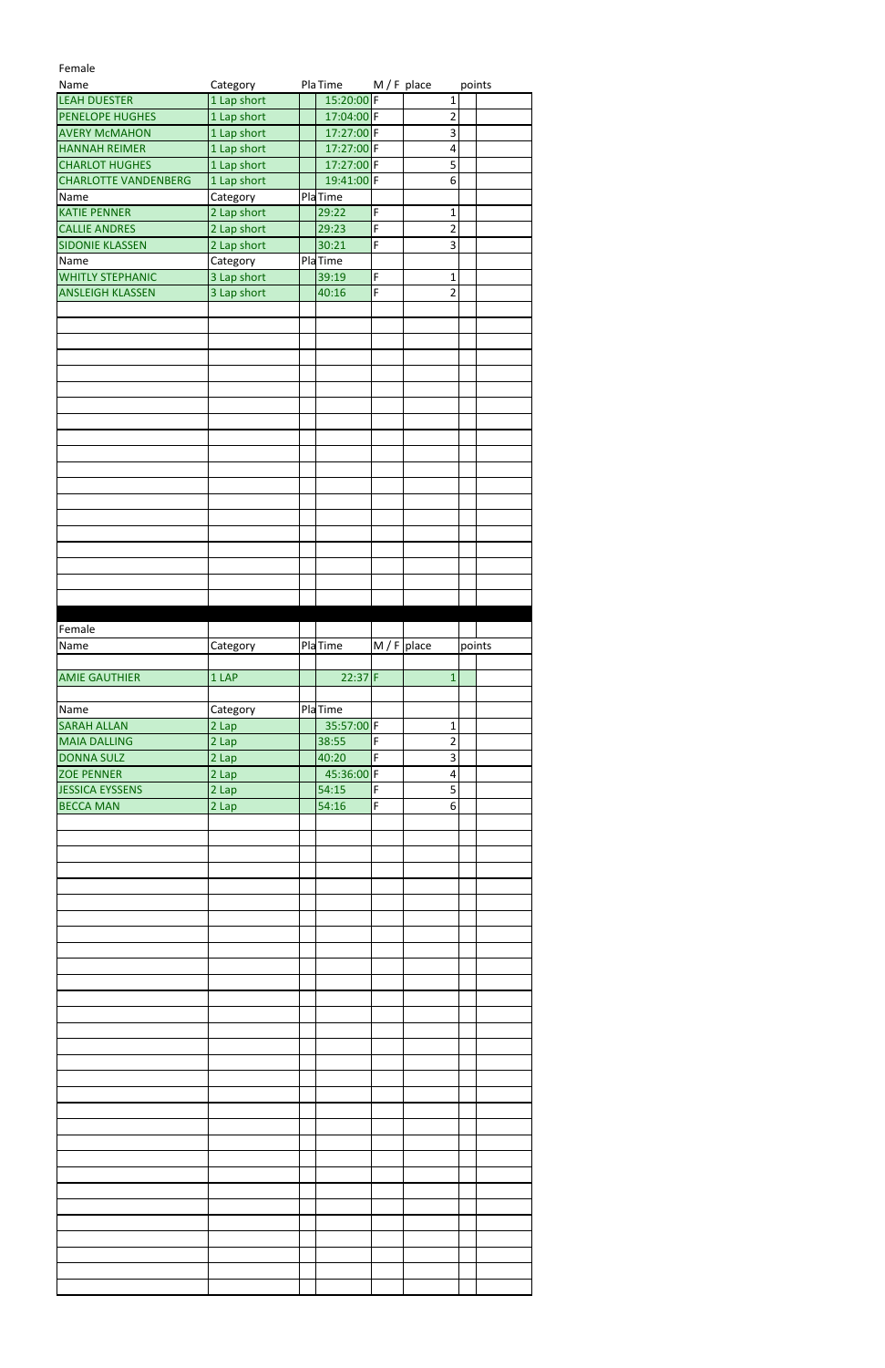Female

| Name | Category | Pla | Time | M / F | place | | points |
|---|---|---|---|---|---|---|---|
| LEAH DUESTER | 1 Lap short | | 15:20:00 | F | 1 | | |
| PENELOPE HUGHES | 1 Lap short | | 17:04:00 | F | 2 | | |
| AVERY McMAHON | 1 Lap short | | 17:27:00 | F | 3 | | |
| HANNAH REIMER | 1 Lap short | | 17:27:00 | F | 4 | | |
| CHARLOT HUGHES | 1 Lap short | | 17:27:00 | F | 5 | | |
| CHARLOTTE VANDENBERG | 1 Lap short | | 19:41:00 | F | 6 | | |
| Name | Category | Pla | Time | | | | |
| KATIE PENNER | 2 Lap short | | 29:22 | F | 1 | | |
| CALLIE ANDRES | 2 Lap short | | 29:23 | F | 2 | | |
| SIDONIE KLASSEN | 2 Lap short | | 30:21 | F | 3 | | |
| Name | Category | Pla | Time | | | | |
| WHITLY STEPHANIC | 3 Lap short | | 39:19 | F | 1 | | |
| ANSLEIGH KLASSEN | 3 Lap short | | 40:16 | F | 2 | | |

Female

| Name | Category | Pla | Time | M / F | place | | points |
|---|---|---|---|---|---|---|---|
| AMIE GAUTHIER | 1 LAP | | 22:37 | F | 1 | | |
| Name | Category | Pla | Time | | | | |
| SARAH ALLAN | 2 Lap | | 35:57:00 | F | 1 | | |
| MAIA DALLING | 2 Lap | | 38:55 | F | 2 | | |
| DONNA SULZ | 2 Lap | | 40:20 | F | 3 | | |
| ZOE PENNER | 2 Lap | | 45:36:00 | F | 4 | | |
| JESSICA EYSSENS | 2 Lap | | 54:15 | F | 5 | | |
| BECCA MAN | 2 Lap | | 54:16 | F | 6 | | |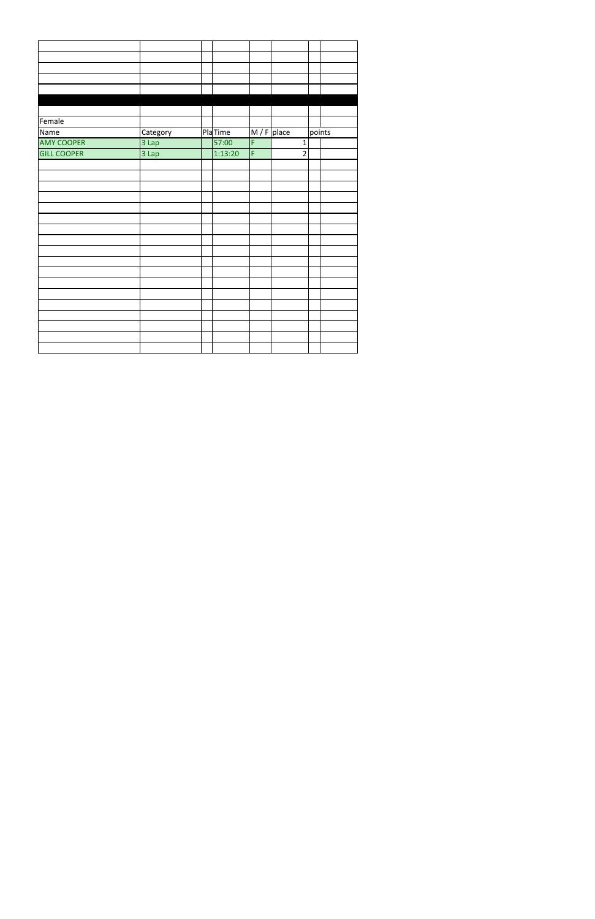Female

| Name | Category | Pla | Time | M / F | place | | points |
|---|---|---|---|---|---|---|---|
| AMY COOPER | 3 Lap | | 57:00 | F | 1 | | |
| GILL COOPER | 3 Lap | | 1:13:20 | F | 2 | | |